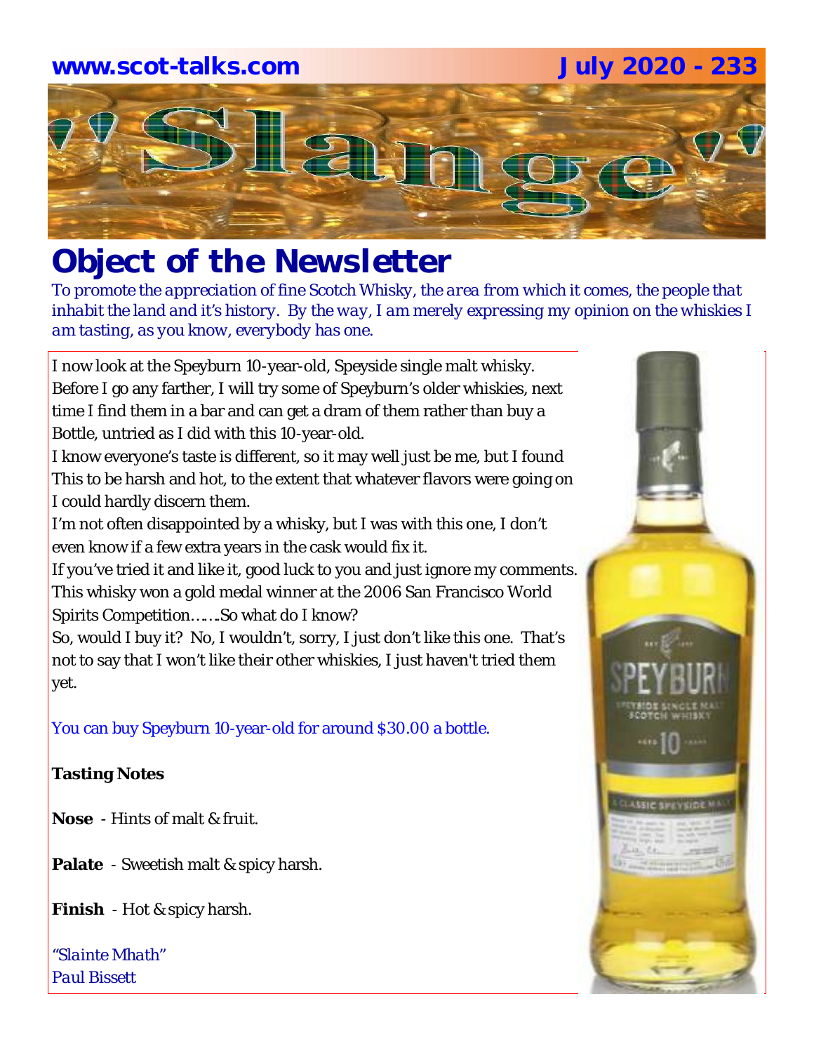www.scot-talks.com July 2020 - 233

# "Slange"

## Object of the Newsletter

*To promote the appreciation of fine Scotch Whisky, the area from which it comes, the people that inhabit the land and it's history. By the way, I am merely expressing my opinion on the whiskies I am tasting, as you know, everybody has one.*

I now look at the Speyburn 10-year-old, Speyside single malt whisky. Before I go any farther, I will try some of Speyburn's older whiskies, next time I find them in a bar and can get a dram of them rather than buy a Bottle, untried as I did with this 10-year-old.

I know everyone's taste is different, so it may well just be me, but I found This to be harsh and hot, to the extent that whatever flavors were going on I could hardly discern them.

I'm not often disappointed by a whisky, but I was with this one, I don't even know if a few extra years in the cask would fix it.

If you've tried it and like it, good luck to you and just ignore my comments. This whisky won a gold medal winner at the 2006 San Francisco World Spirits Competition…….So what do I know?

So, would I buy it? No, I wouldn't, sorry, I just don't like this one. That's not to say that I won't like their other whiskies, I just haven't tried them yet.

You can buy Speyburn 10-year-old for around $30.00 a bottle.

**Tasting Notes**

**Nose** - Hints of malt & fruit.

**Palate** - Sweetish malt & spicy harsh.

**Finish** - Hot & spicy harsh.

*"Slainte Mhath"*
*Paul Bissett*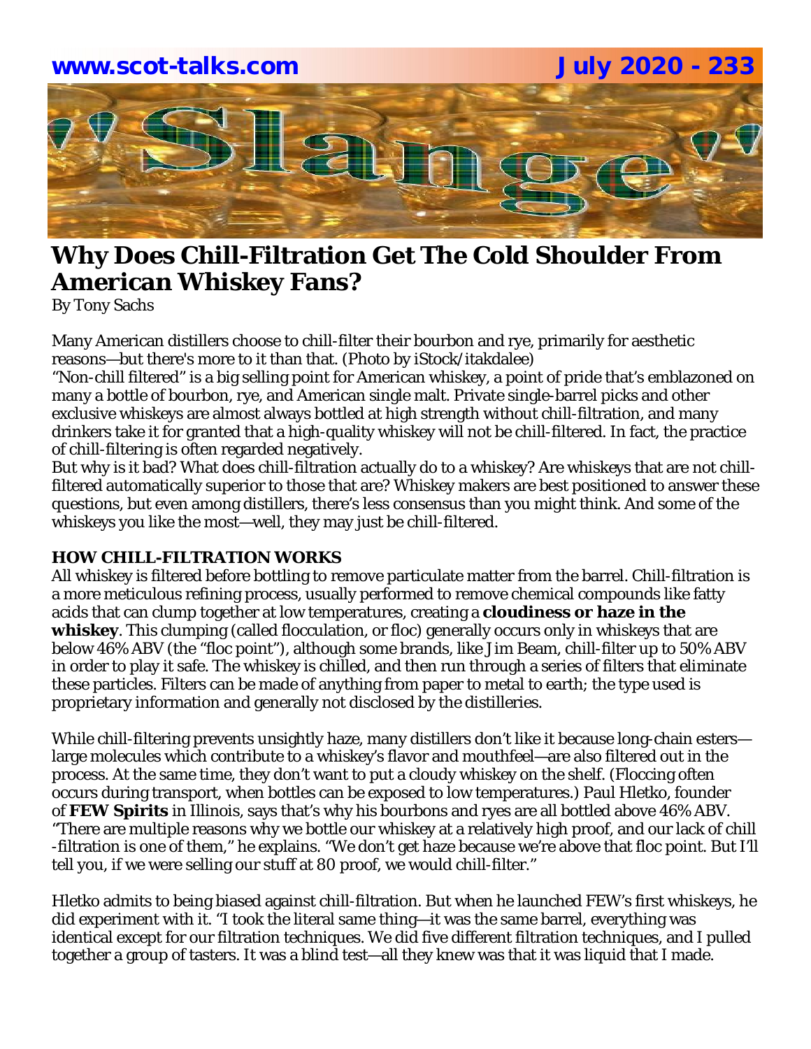# Why Does Chill-Filtration Get The Cold Shoulder From American Whiskey Fans?

By Tony Sachs

Many American distillers choose to chill-filter their bourbon and rye, primarily for aesthetic reasons—but there's more to it than that. (Photo by iStock/itakdalee)

"Non-chill filtered" is a big selling point for American whiskey, a point of pride that's emblazoned on many a bottle of bourbon, rye, and American single malt. Private single-barrel picks and other exclusive whiskeys are almost always bottled at high strength without chill-filtration, and many drinkers take it for granted that a high-quality whiskey will not be chill-filtered. In fact, the practice of chill-filtering is often regarded negatively.

But why is it bad? What does chill-filtration actually do to a whiskey? Are whiskeys that are not chill-filtered automatically superior to those that are? Whiskey makers are best positioned to answer these questions, but even among distillers, there's less consensus than you might think. And some of the whiskeys you like the most—well, they may just be chill-filtered.

**HOW CHILL-FILTRATION WORKS**

All whiskey is filtered before bottling to remove particulate matter from the barrel. Chill-filtration is a more meticulous refining process, usually performed to remove chemical compounds like fatty acids that can clump together at low temperatures, creating a **cloudiness or haze in the whiskey**. This clumping (called flocculation, or floc) generally occurs only in whiskeys that are below 46% ABV (the "floc point"), although some brands, like Jim Beam, chill-filter up to 50% ABV in order to play it safe. The whiskey is chilled, and then run through a series of filters that eliminate these particles. Filters can be made of anything from paper to metal to earth; the type used is proprietary information and generally not disclosed by the distilleries.

While chill-filtering prevents unsightly haze, many distillers don't like it because long-chain esters—large molecules which contribute to a whiskey's flavor and mouthfeel—are also filtered out in the process. At the same time, they don't want to put a cloudy whiskey on the shelf. (Floccing often occurs during transport, when bottles can be exposed to low temperatures.) Paul Hletko, founder of **FEW Spirits** in Illinois, says that's why his bourbons and ryes are all bottled above 46% ABV. "There are multiple reasons why we bottle our whiskey at a relatively high proof, and our lack of chill-filtration is one of them," he explains. "We don't get haze because we're above that floc point. But I'll tell you, if we were selling our stuff at 80 proof, we would chill-filter."

Hletko admits to being biased against chill-filtration. But when he launched FEW's first whiskeys, he did experiment with it. "I took the literal same thing—it was the same barrel, everything was identical except for our filtration techniques. We did five different filtration techniques, and I pulled together a group of tasters. It was a blind test—all they knew was that it was liquid that I made.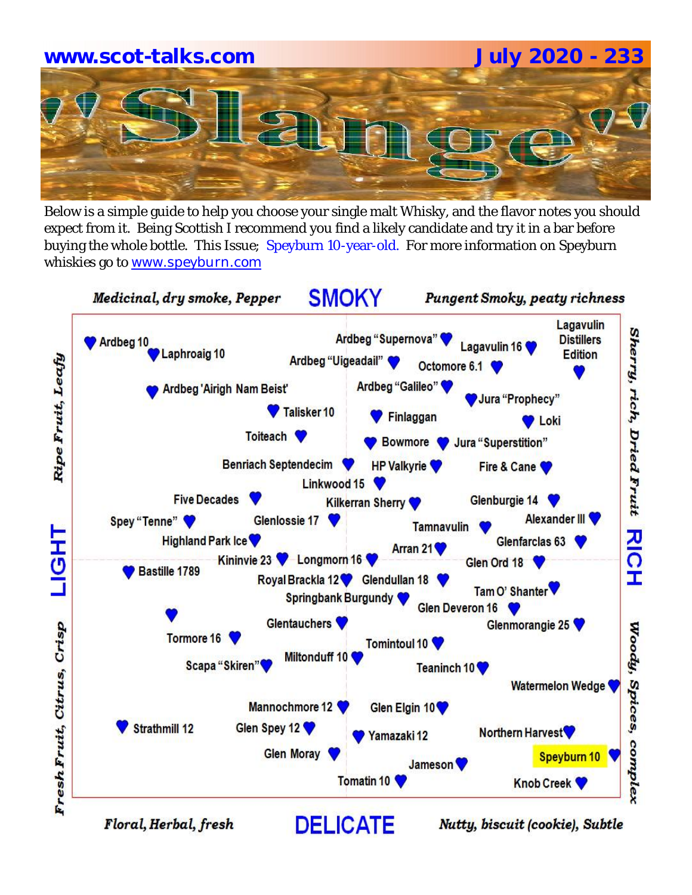**www.scot-talks.com** **July 2020 - 233**

# "Slange"

Below is a simple guide to help you choose your single malt Whisky, and the flavor notes you should expect from it. Being Scottish I recommend you find a likely candidate and try it in a bar before buying the whole bottle. This Issue; Speyburn 10-year-old. For more information on Speyburn whiskies go to www.speyburn.com

*Medicinal, dry smoke, Pepper* **SMOKY** *Pungent Smoky, peaty richness*

Ardbeg 10
Laphroaig 10
Ardbeg "Supernova"
Ardbeg "Uigeadail"
Lagavulin 16
Lagavulin Distillers Edition
Octomore 6.1
Ardbeg 'Airigh Nam Beist'
Ardbeg "Galileo"
Jura "Prophecy"
Talisker 10
Finlaggan
Loki
Toiteach
Bowmore
Jura "Superstition"
Benriach Septendecim
HP Valkyrie
Fire & Cane
Linkwood 15
Five Decades
Kilkerran Sherry
Glenburgie 14
Spey "Tenne"
Glenlossie 17
Tamnavulin
Alexander III
Highland Park Ice
Arran 21
Glenfarclas 63
Kininvie 23
Longmorn 16
Glen Ord 18
Bastille 1789
Royal Brackla 12
Glendullan 18
Springbank Burgundy
Tam O' Shanter
Glen Deveron 16
Glentauchers
Glenmorangie 25
Tormore 16
Tomintoul 10
Miltonduff 10
Scapa "Skiren"
Teaninch 10
Watermelon Wedge
Mannochmore 12
Glen Elgin 10
Strathmill 12
Glen Spey 12
Yamazaki 12
Northern Harvest
Glen Moray
Speyburn 10
Jameson
Tomatin 10
Knob Creek

**LIGHT** — *Ripe Fruit, Leafy* / *Fresh Fruit, Citrus, Crisp*

**RICH** — *Sherry, rich, Dried Fruit* / *Woody, Spices, complex*

*Floral, Herbal, fresh* **DELICATE** *Nutty, biscuit (cookie), Subtle*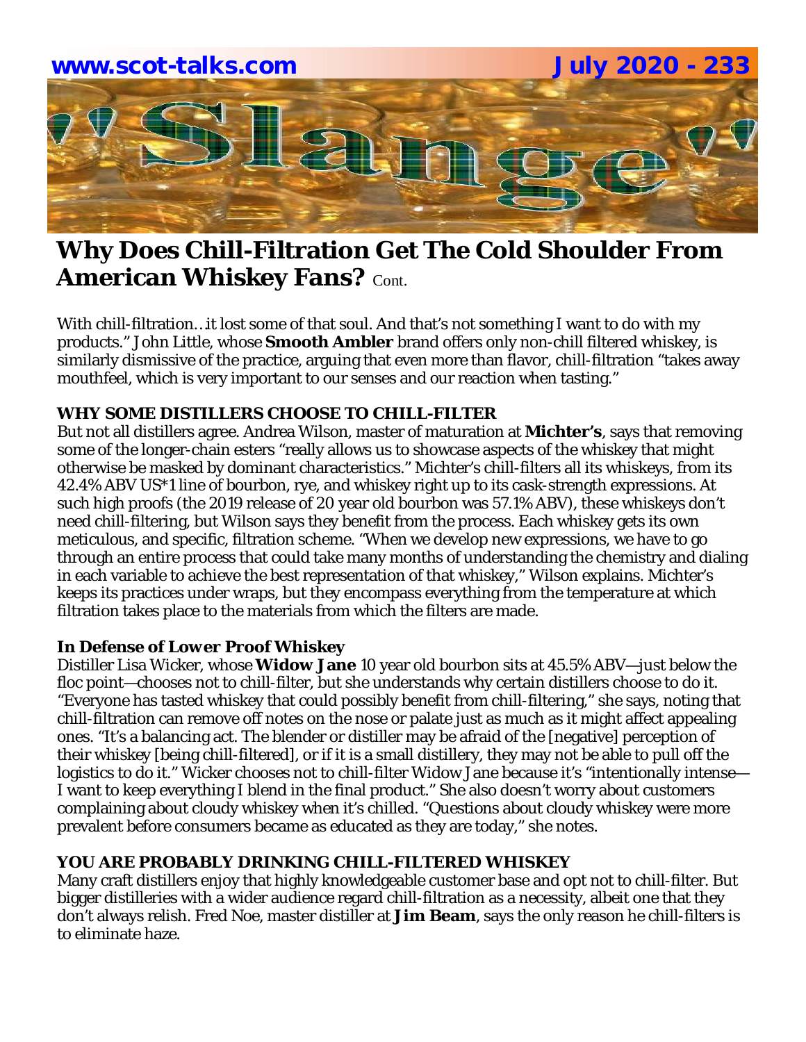# Why Does Chill-Filtration Get The Cold Shoulder From American Whiskey Fans? Cont.

With chill-filtration…it lost some of that soul. And that's not something I want to do with my products." John Little, whose **Smooth Ambler** brand offers only non-chill filtered whiskey, is similarly dismissive of the practice, arguing that even more than flavor, chill-filtration "takes away mouthfeel, which is very important to our senses and our reaction when tasting."

### WHY SOME DISTILLERS CHOOSE TO CHILL-FILTER

But not all distillers agree. Andrea Wilson, master of maturation at **Michter's**, says that removing some of the longer-chain esters "really allows us to showcase aspects of the whiskey that might otherwise be masked by dominant characteristics." Michter's chill-filters all its whiskeys, from its 42.4% ABV US*1 line of bourbon, rye, and whiskey right up to its cask-strength expressions. At such high proofs (the 2019 release of 20 year old bourbon was 57.1% ABV), these whiskeys don't need chill-filtering, but Wilson says they benefit from the process. Each whiskey gets its own meticulous, and specific, filtration scheme. "When we develop new expressions, we have to go through an entire process that could take many months of understanding the chemistry and dialing in each variable to achieve the best representation of that whiskey," Wilson explains. Michter's keeps its practices under wraps, but they encompass everything from the temperature at which filtration takes place to the materials from which the filters are made.

### In Defense of Lower Proof Whiskey

Distiller Lisa Wicker, whose **Widow Jane** 10 year old bourbon sits at 45.5% ABV—just below the floc point—chooses not to chill-filter, but she understands why certain distillers choose to do it. "Everyone has tasted whiskey that could possibly benefit from chill-filtering," she says, noting that chill-filtration can remove off notes on the nose or palate just as much as it might affect appealing ones. "It's a balancing act. The blender or distiller may be afraid of the [negative] perception of their whiskey [being chill-filtered], or if it is a small distillery, they may not be able to pull off the logistics to do it." Wicker chooses not to chill-filter Widow Jane because it's "intentionally intense—I want to keep everything I blend in the final product." She also doesn't worry about customers complaining about cloudy whiskey when it's chilled. "Questions about cloudy whiskey were more prevalent before consumers became as educated as they are today," she notes.

### YOU ARE PROBABLY DRINKING CHILL-FILTERED WHISKEY

Many craft distillers enjoy that highly knowledgeable customer base and opt not to chill-filter. But bigger distilleries with a wider audience regard chill-filtration as a necessity, albeit one that they don't always relish. Fred Noe, master distiller at **Jim Beam**, says the only reason he chill-filters is to eliminate haze.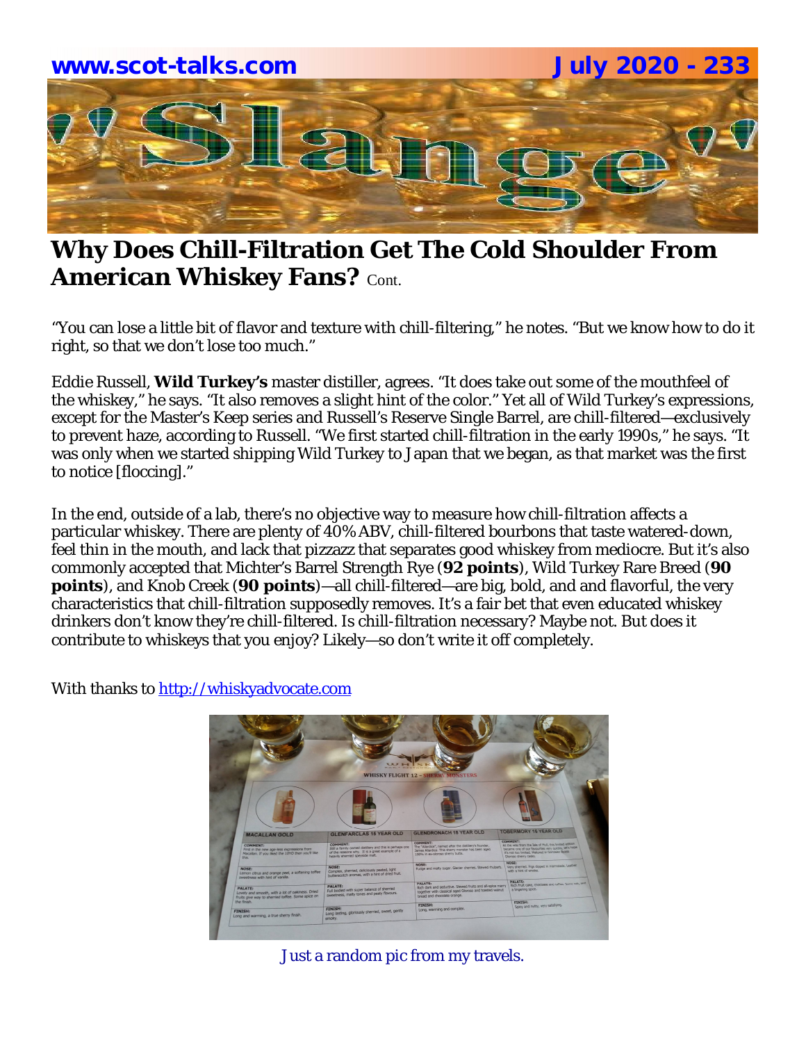## Why Does Chill-Filtration Get The Cold Shoulder From American Whiskey Fans? Cont.

"You can lose a little bit of flavor and texture with chill-filtering," he notes. "But we know how to do it right, so that we don't lose too much."

Eddie Russell, **Wild Turkey's** master distiller, agrees. "It does take out some of the mouthfeel of the whiskey," he says. "It also removes a slight hint of the color." Yet all of Wild Turkey's expressions, except for the Master's Keep series and Russell's Reserve Single Barrel, are chill-filtered—exclusively to prevent haze, according to Russell. "We first started chill-filtration in the early 1990s," he says. "It was only when we started shipping Wild Turkey to Japan that we began, as that market was the first to notice [floccing]."

In the end, outside of a lab, there's no objective way to measure how chill-filtration affects a particular whiskey. There are plenty of 40% ABV, chill-filtered bourbons that taste watered-down, feel thin in the mouth, and lack that pizzazz that separates good whiskey from mediocre. But it's also commonly accepted that Michter's Barrel Strength Rye (**92 points**), Wild Turkey Rare Breed (**90 points**), and Knob Creek (**90 points**)—all chill-filtered—are big, bold, and and flavorful, the very characteristics that chill-filtration supposedly removes. It's a fair bet that even educated whiskey drinkers don't know they're chill-filtered. Is chill-filtration necessary? Maybe not. But does it contribute to whiskeys that you enjoy? Likely—so don't write it off completely.

With thanks to http://whiskyadvocate.com

Just a random pic from my travels.